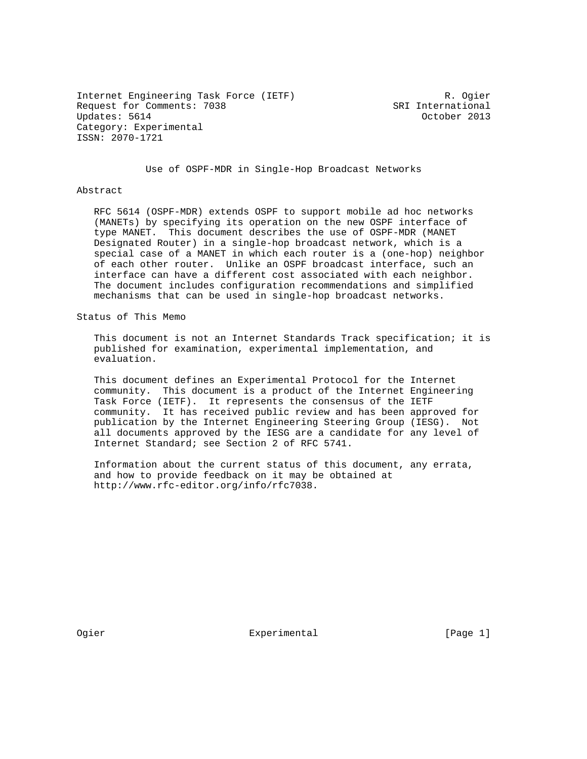Internet Engineering Task Force (IETF) R. Ogier
Request for Comments: 7038 SRI International
Updates: 5614 October 2013
Category: Experimental
ISSN: 2070-1721

# Use of OSPF-MDR in Single-Hop Broadcast Networks

## Abstract

RFC 5614 (OSPF-MDR) extends OSPF to support mobile ad hoc networks (MANETs) by specifying its operation on the new OSPF interface of type MANET. This document describes the use of OSPF-MDR (MANET Designated Router) in a single-hop broadcast network, which is a special case of a MANET in which each router is a (one-hop) neighbor of each other router. Unlike an OSPF broadcast interface, such an interface can have a different cost associated with each neighbor. The document includes configuration recommendations and simplified mechanisms that can be used in single-hop broadcast networks.

## Status of This Memo

This document is not an Internet Standards Track specification; it is published for examination, experimental implementation, and evaluation.

This document defines an Experimental Protocol for the Internet community. This document is a product of the Internet Engineering Task Force (IETF). It represents the consensus of the IETF community. It has received public review and has been approved for publication by the Internet Engineering Steering Group (IESG). Not all documents approved by the IESG are a candidate for any level of Internet Standard; see Section 2 of RFC 5741.

Information about the current status of this document, any errata, and how to provide feedback on it may be obtained at http://www.rfc-editor.org/info/rfc7038.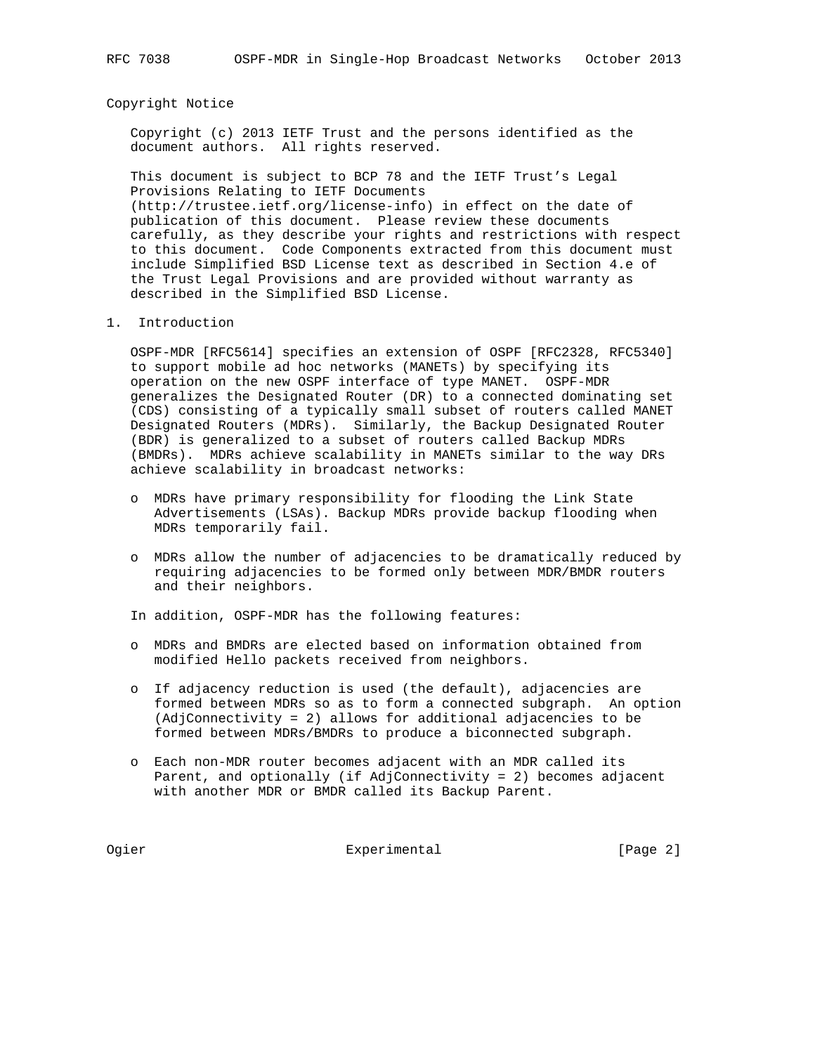## Copyright Notice

Copyright (c) 2013 IETF Trust and the persons identified as the document authors. All rights reserved.

This document is subject to BCP 78 and the IETF Trust's Legal Provisions Relating to IETF Documents (http://trustee.ietf.org/license-info) in effect on the date of publication of this document. Please review these documents carefully, as they describe your rights and restrictions with respect to this document. Code Components extracted from this document must include Simplified BSD License text as described in Section 4.e of the Trust Legal Provisions and are provided without warranty as described in the Simplified BSD License.

## 1. Introduction

OSPF-MDR [RFC5614] specifies an extension of OSPF [RFC2328, RFC5340] to support mobile ad hoc networks (MANETs) by specifying its operation on the new OSPF interface of type MANET. OSPF-MDR generalizes the Designated Router (DR) to a connected dominating set (CDS) consisting of a typically small subset of routers called MANET Designated Routers (MDRs). Similarly, the Backup Designated Router (BDR) is generalized to a subset of routers called Backup MDRs (BMDRs). MDRs achieve scalability in MANETs similar to the way DRs achieve scalability in broadcast networks:

- MDRs have primary responsibility for flooding the Link State Advertisements (LSAs). Backup MDRs provide backup flooding when MDRs temporarily fail.
- MDRs allow the number of adjacencies to be dramatically reduced by requiring adjacencies to be formed only between MDR/BMDR routers and their neighbors.

In addition, OSPF-MDR has the following features:

- MDRs and BMDRs are elected based on information obtained from modified Hello packets received from neighbors.
- If adjacency reduction is used (the default), adjacencies are formed between MDRs so as to form a connected subgraph. An option (AdjConnectivity = 2) allows for additional adjacencies to be formed between MDRs/BMDRs to produce a biconnected subgraph.
- Each non-MDR router becomes adjacent with an MDR called its Parent, and optionally (if AdjConnectivity = 2) becomes adjacent with another MDR or BMDR called its Backup Parent.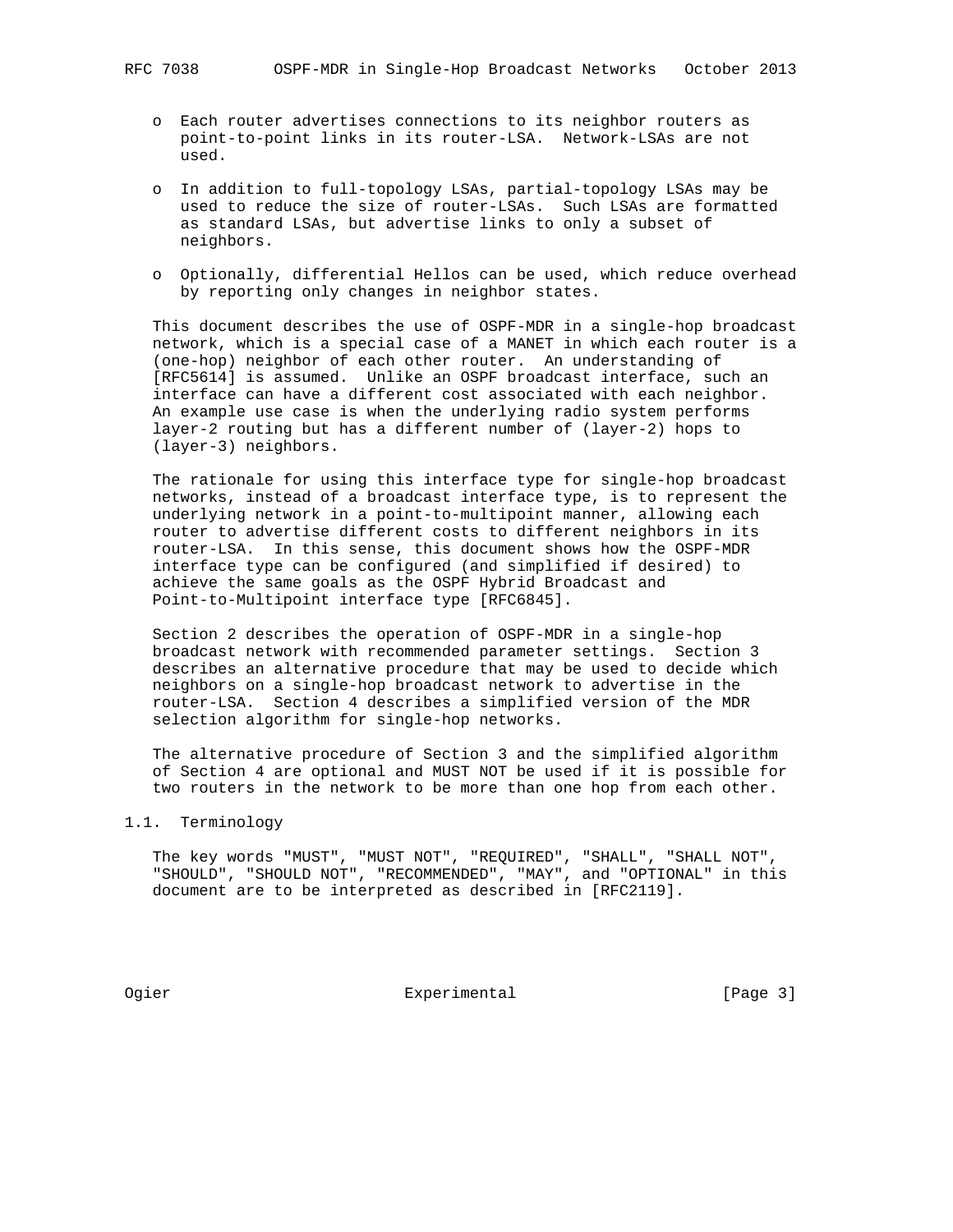- Each router advertises connections to its neighbor routers as point-to-point links in its router-LSA. Network-LSAs are not used.
- In addition to full-topology LSAs, partial-topology LSAs may be used to reduce the size of router-LSAs. Such LSAs are formatted as standard LSAs, but advertise links to only a subset of neighbors.
- Optionally, differential Hellos can be used, which reduce overhead by reporting only changes in neighbor states.

This document describes the use of OSPF-MDR in a single-hop broadcast network, which is a special case of a MANET in which each router is a (one-hop) neighbor of each other router. An understanding of [RFC5614] is assumed. Unlike an OSPF broadcast interface, such an interface can have a different cost associated with each neighbor. An example use case is when the underlying radio system performs layer-2 routing but has a different number of (layer-2) hops to (layer-3) neighbors.

The rationale for using this interface type for single-hop broadcast networks, instead of a broadcast interface type, is to represent the underlying network in a point-to-multipoint manner, allowing each router to advertise different costs to different neighbors in its router-LSA. In this sense, this document shows how the OSPF-MDR interface type can be configured (and simplified if desired) to achieve the same goals as the OSPF Hybrid Broadcast and Point-to-Multipoint interface type [RFC6845].

Section 2 describes the operation of OSPF-MDR in a single-hop broadcast network with recommended parameter settings. Section 3 describes an alternative procedure that may be used to decide which neighbors on a single-hop broadcast network to advertise in the router-LSA. Section 4 describes a simplified version of the MDR selection algorithm for single-hop networks.

The alternative procedure of Section 3 and the simplified algorithm of Section 4 are optional and MUST NOT be used if it is possible for two routers in the network to be more than one hop from each other.

### 1.1. Terminology

The key words "MUST", "MUST NOT", "REQUIRED", "SHALL", "SHALL NOT", "SHOULD", "SHOULD NOT", "RECOMMENDED", "MAY", and "OPTIONAL" in this document are to be interpreted as described in [RFC2119].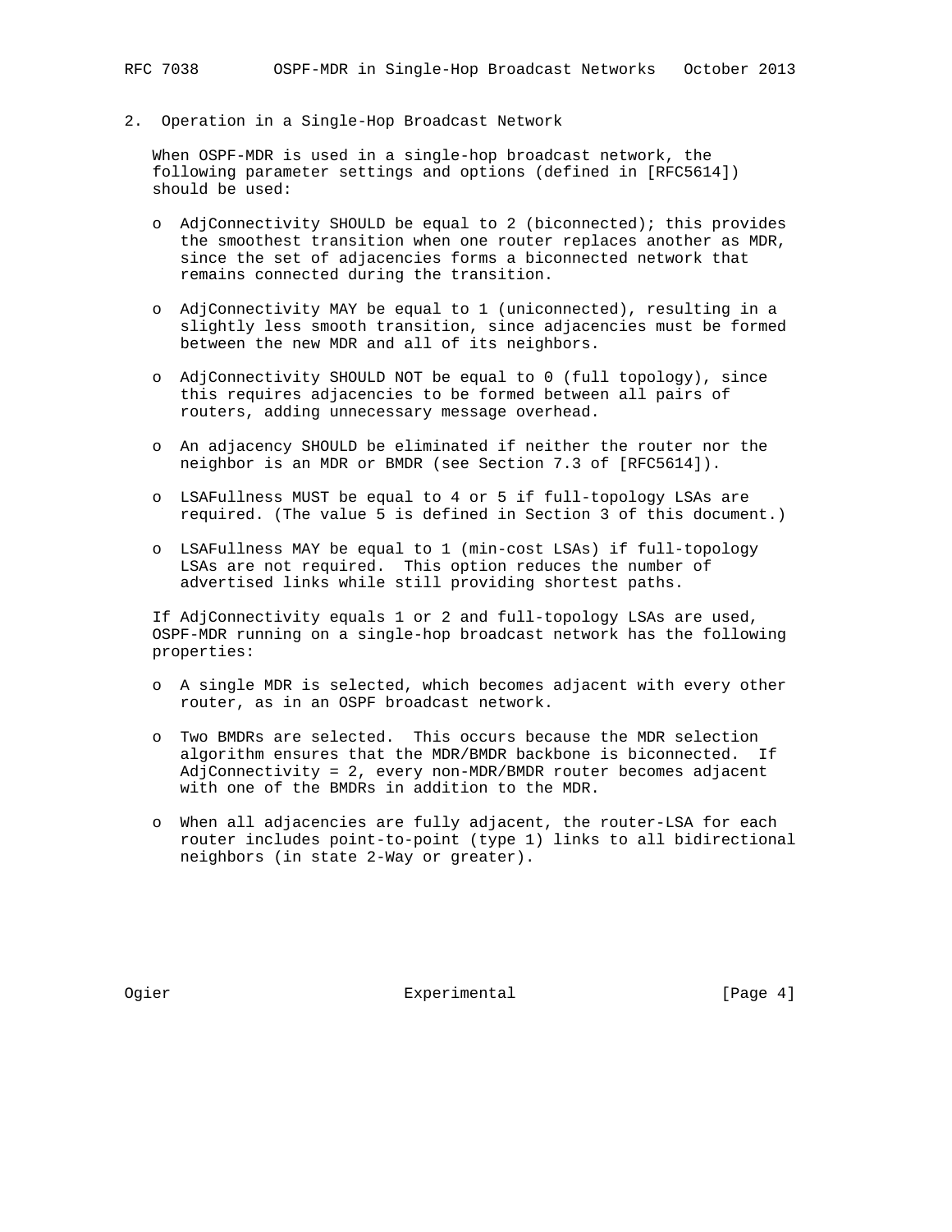## 2. Operation in a Single-Hop Broadcast Network

When OSPF-MDR is used in a single-hop broadcast network, the following parameter settings and options (defined in [RFC5614]) should be used:

- AdjConnectivity SHOULD be equal to 2 (biconnected); this provides the smoothest transition when one router replaces another as MDR, since the set of adjacencies forms a biconnected network that remains connected during the transition.

- AdjConnectivity MAY be equal to 1 (uniconnected), resulting in a slightly less smooth transition, since adjacencies must be formed between the new MDR and all of its neighbors.

- AdjConnectivity SHOULD NOT be equal to 0 (full topology), since this requires adjacencies to be formed between all pairs of routers, adding unnecessary message overhead.

- An adjacency SHOULD be eliminated if neither the router nor the neighbor is an MDR or BMDR (see Section 7.3 of [RFC5614]).

- LSAFullness MUST be equal to 4 or 5 if full-topology LSAs are required. (The value 5 is defined in Section 3 of this document.)

- LSAFullness MAY be equal to 1 (min-cost LSAs) if full-topology LSAs are not required. This option reduces the number of advertised links while still providing shortest paths.

If AdjConnectivity equals 1 or 2 and full-topology LSAs are used, OSPF-MDR running on a single-hop broadcast network has the following properties:

- A single MDR is selected, which becomes adjacent with every other router, as in an OSPF broadcast network.

- Two BMDRs are selected. This occurs because the MDR selection algorithm ensures that the MDR/BMDR backbone is biconnected. If AdjConnectivity = 2, every non-MDR/BMDR router becomes adjacent with one of the BMDRs in addition to the MDR.

- When all adjacencies are fully adjacent, the router-LSA for each router includes point-to-point (type 1) links to all bidirectional neighbors (in state 2-Way or greater).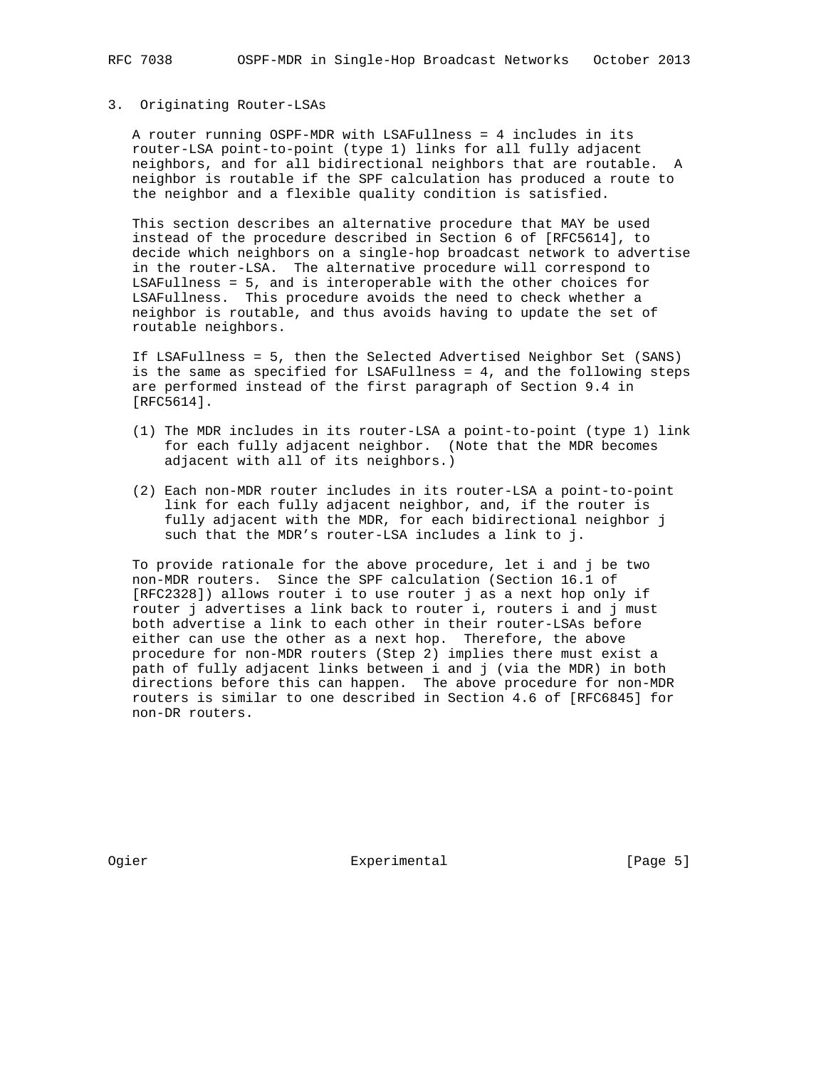## 3. Originating Router-LSAs

A router running OSPF-MDR with LSAFullness = 4 includes in its router-LSA point-to-point (type 1) links for all fully adjacent neighbors, and for all bidirectional neighbors that are routable. A neighbor is routable if the SPF calculation has produced a route to the neighbor and a flexible quality condition is satisfied.

This section describes an alternative procedure that MAY be used instead of the procedure described in Section 6 of [RFC5614], to decide which neighbors on a single-hop broadcast network to advertise in the router-LSA. The alternative procedure will correspond to LSAFullness = 5, and is interoperable with the other choices for LSAFullness. This procedure avoids the need to check whether a neighbor is routable, and thus avoids having to update the set of routable neighbors.

If LSAFullness = 5, then the Selected Advertised Neighbor Set (SANS) is the same as specified for LSAFullness = 4, and the following steps are performed instead of the first paragraph of Section 9.4 in [RFC5614].

(1) The MDR includes in its router-LSA a point-to-point (type 1) link for each fully adjacent neighbor. (Note that the MDR becomes adjacent with all of its neighbors.)

(2) Each non-MDR router includes in its router-LSA a point-to-point link for each fully adjacent neighbor, and, if the router is fully adjacent with the MDR, for each bidirectional neighbor j such that the MDR's router-LSA includes a link to j.

To provide rationale for the above procedure, let i and j be two non-MDR routers. Since the SPF calculation (Section 16.1 of [RFC2328]) allows router i to use router j as a next hop only if router j advertises a link back to router i, routers i and j must both advertise a link to each other in their router-LSAs before either can use the other as a next hop. Therefore, the above procedure for non-MDR routers (Step 2) implies there must exist a path of fully adjacent links between i and j (via the MDR) in both directions before this can happen. The above procedure for non-MDR routers is similar to one described in Section 4.6 of [RFC6845] for non-DR routers.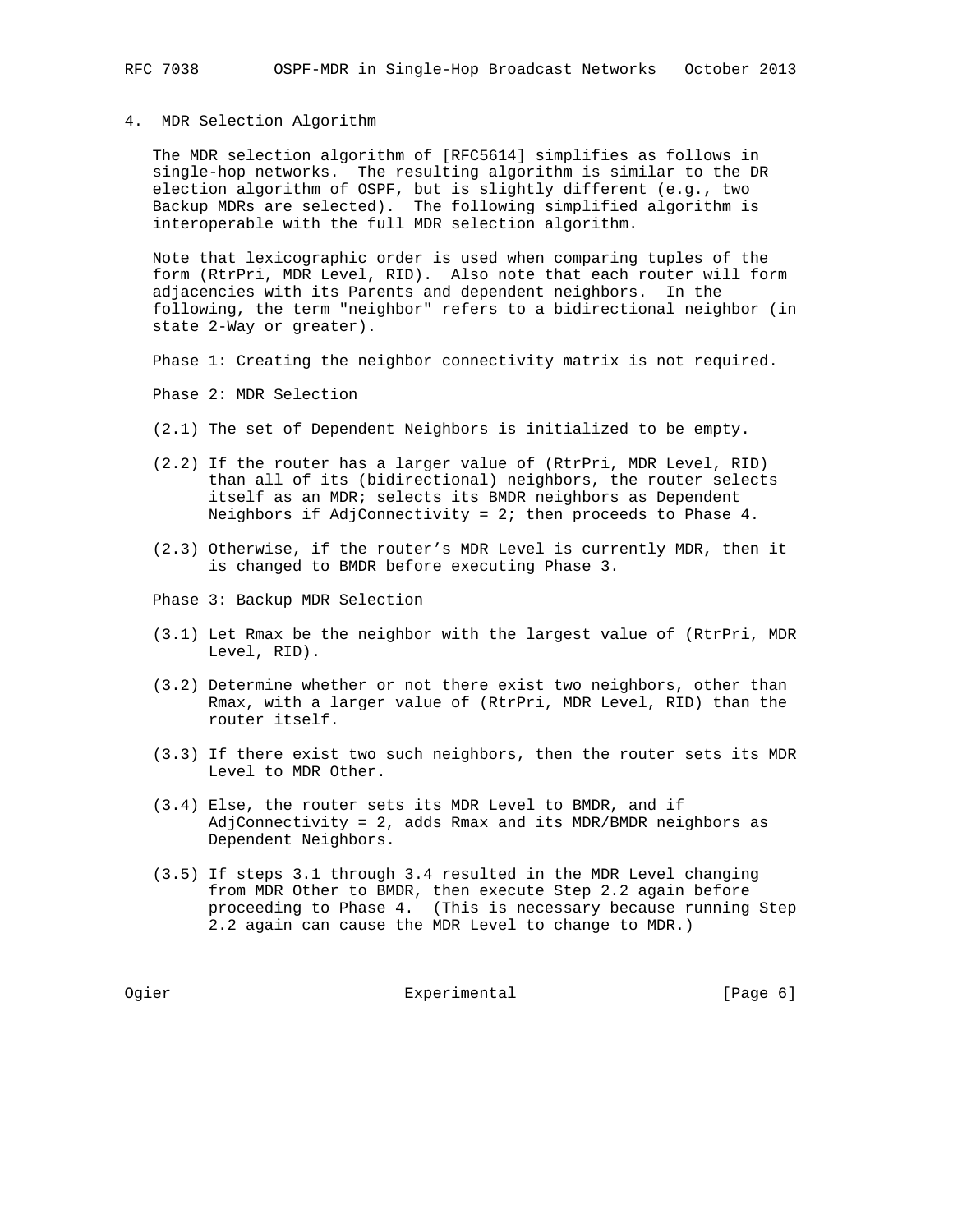## 4. MDR Selection Algorithm

The MDR selection algorithm of [RFC5614] simplifies as follows in single-hop networks. The resulting algorithm is similar to the DR election algorithm of OSPF, but is slightly different (e.g., two Backup MDRs are selected). The following simplified algorithm is interoperable with the full MDR selection algorithm.

Note that lexicographic order is used when comparing tuples of the form (RtrPri, MDR Level, RID). Also note that each router will form adjacencies with its Parents and dependent neighbors. In the following, the term "neighbor" refers to a bidirectional neighbor (in state 2-Way or greater).

Phase 1: Creating the neighbor connectivity matrix is not required.

Phase 2: MDR Selection

(2.1) The set of Dependent Neighbors is initialized to be empty.

(2.2) If the router has a larger value of (RtrPri, MDR Level, RID) than all of its (bidirectional) neighbors, the router selects itself as an MDR; selects its BMDR neighbors as Dependent Neighbors if AdjConnectivity = 2; then proceeds to Phase 4.

(2.3) Otherwise, if the router's MDR Level is currently MDR, then it is changed to BMDR before executing Phase 3.

Phase 3: Backup MDR Selection

(3.1) Let Rmax be the neighbor with the largest value of (RtrPri, MDR Level, RID).

(3.2) Determine whether or not there exist two neighbors, other than Rmax, with a larger value of (RtrPri, MDR Level, RID) than the router itself.

(3.3) If there exist two such neighbors, then the router sets its MDR Level to MDR Other.

(3.4) Else, the router sets its MDR Level to BMDR, and if AdjConnectivity = 2, adds Rmax and its MDR/BMDR neighbors as Dependent Neighbors.

(3.5) If steps 3.1 through 3.4 resulted in the MDR Level changing from MDR Other to BMDR, then execute Step 2.2 again before proceeding to Phase 4. (This is necessary because running Step 2.2 again can cause the MDR Level to change to MDR.)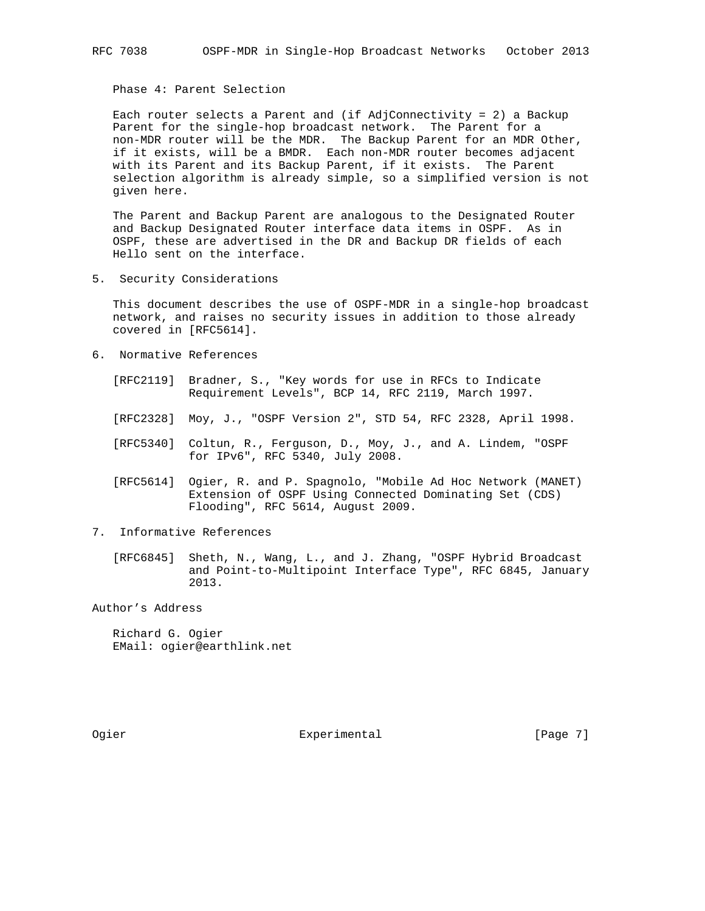Phase 4: Parent Selection

Each router selects a Parent and (if AdjConnectivity = 2) a Backup Parent for the single-hop broadcast network. The Parent for a non-MDR router will be the MDR. The Backup Parent for an MDR Other, if it exists, will be a BMDR. Each non-MDR router becomes adjacent with its Parent and its Backup Parent, if it exists. The Parent selection algorithm is already simple, so a simplified version is not given here.

The Parent and Backup Parent are analogous to the Designated Router and Backup Designated Router interface data items in OSPF. As in OSPF, these are advertised in the DR and Backup DR fields of each Hello sent on the interface.

## 5. Security Considerations

This document describes the use of OSPF-MDR in a single-hop broadcast network, and raises no security issues in addition to those already covered in [RFC5614].

## 6. Normative References

[RFC2119] Bradner, S., "Key words for use in RFCs to Indicate Requirement Levels", BCP 14, RFC 2119, March 1997.

[RFC2328] Moy, J., "OSPF Version 2", STD 54, RFC 2328, April 1998.

[RFC5340] Coltun, R., Ferguson, D., Moy, J., and A. Lindem, "OSPF for IPv6", RFC 5340, July 2008.

[RFC5614] Ogier, R. and P. Spagnolo, "Mobile Ad Hoc Network (MANET) Extension of OSPF Using Connected Dominating Set (CDS) Flooding", RFC 5614, August 2009.

## 7. Informative References

[RFC6845] Sheth, N., Wang, L., and J. Zhang, "OSPF Hybrid Broadcast and Point-to-Multipoint Interface Type", RFC 6845, January 2013.

## Author's Address

Richard G. Ogier
EMail: ogier@earthlink.net